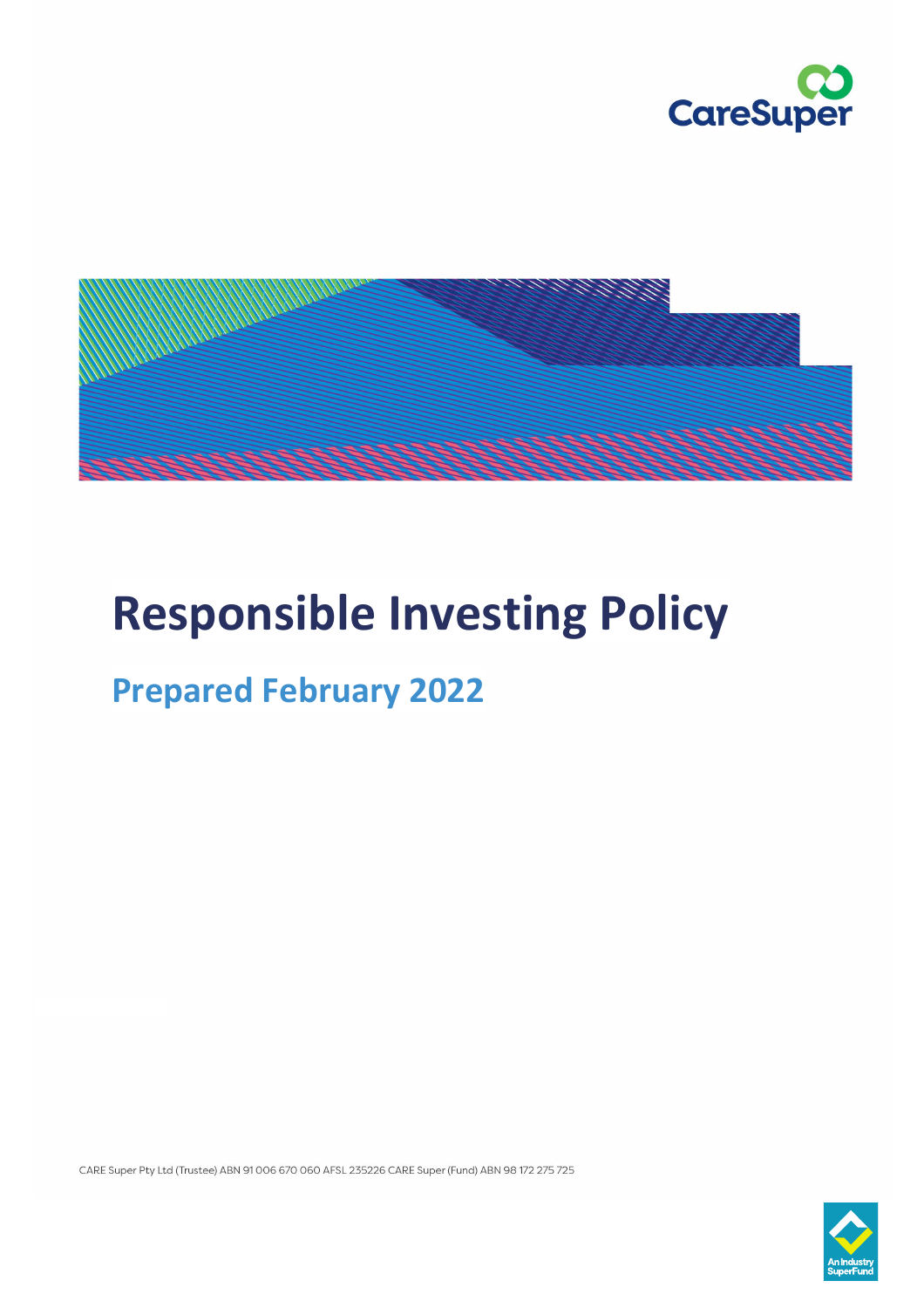CareSuper

# Responsible Investing Policy

## Prepared February 2022

CARE Super Pty Ltd (Trustee) ABN 91 006 670 060 AFSL 235226 CARE Super (Fund) ABN 98 172 275 725

An Industry SuperFund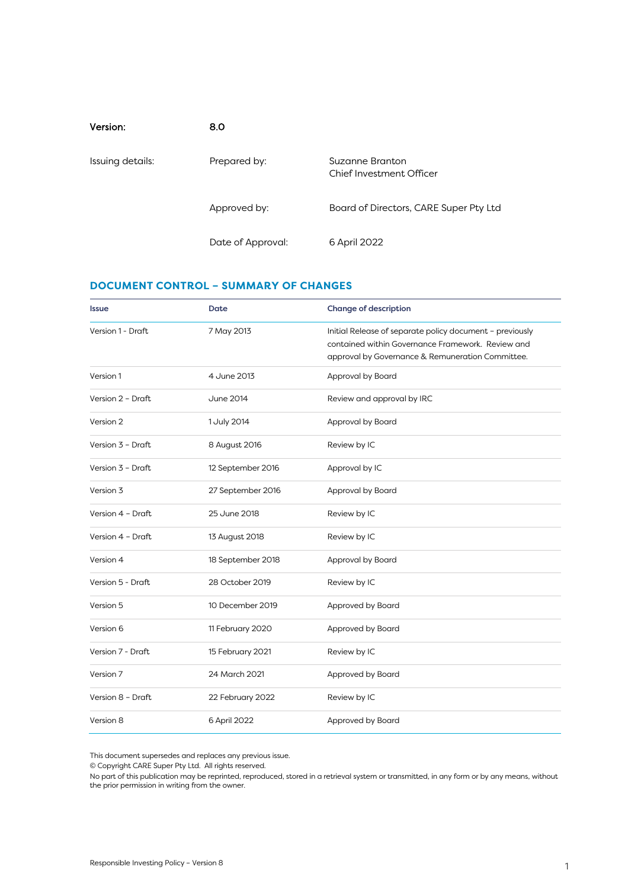| | | |
|---|---|---|
| **Version:** | **8.0** | |
| Issuing details: | Prepared by: | Suzanne Branton<br>Chief Investment Officer |
| | Approved by: | Board of Directors, CARE Super Pty Ltd |
| | Date of Approval: | 6 April 2022 |

## DOCUMENT CONTROL – SUMMARY OF CHANGES

| Issue | Date | Change of description |
|---|---|---|
| Version 1 - Draft | 7 May 2013 | Initial Release of separate policy document – previously contained within Governance Framework. Review and approval by Governance & Remuneration Committee. |
| Version 1 | 4 June 2013 | Approval by Board |
| Version 2 – Draft | June 2014 | Review and approval by IRC |
| Version 2 | 1 July 2014 | Approval by Board |
| Version 3 – Draft | 8 August 2016 | Review by IC |
| Version 3 – Draft | 12 September 2016 | Approval by IC |
| Version 3 | 27 September 2016 | Approval by Board |
| Version 4 – Draft | 25 June 2018 | Review by IC |
| Version 4 – Draft | 13 August 2018 | Review by IC |
| Version 4 | 18 September 2018 | Approval by Board |
| Version 5 - Draft | 28 October 2019 | Review by IC |
| Version 5 | 10 December 2019 | Approved by Board |
| Version 6 | 11 February 2020 | Approved by Board |
| Version 7 - Draft | 15 February 2021 | Review by IC |
| Version 7 | 24 March 2021 | Approved by Board |
| Version 8 – Draft | 22 February 2022 | Review by IC |
| Version 8 | 6 April 2022 | Approved by Board |

This document supersedes and replaces any previous issue.
© Copyright CARE Super Pty Ltd. All rights reserved.
No part of this publication may be reprinted, reproduced, stored in a retrieval system or transmitted, in any form or by any means, without the prior permission in writing from the owner.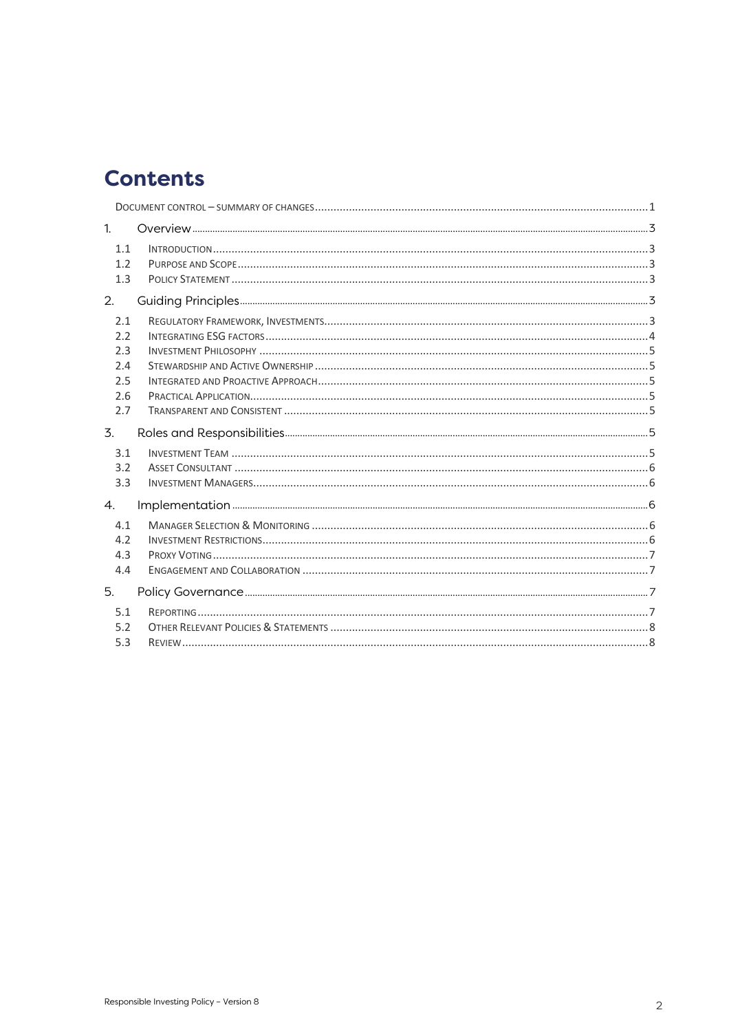# Contents

- Document control – summary of changes ... 1
- 1. Overview ... 3
  - 1.1 Introduction ... 3
  - 1.2 Purpose and Scope ... 3
  - 1.3 Policy Statement ... 3
- 2. Guiding Principles ... 3
  - 2.1 Regulatory Framework, Investments ... 3
  - 2.2 Integrating ESG factors ... 4
  - 2.3 Investment Philosophy ... 5
  - 2.4 Stewardship and Active Ownership ... 5
  - 2.5 Integrated and Proactive Approach ... 5
  - 2.6 Practical Application ... 5
  - 2.7 Transparent and Consistent ... 5
- 3. Roles and Responsibilities ... 5
  - 3.1 Investment Team ... 5
  - 3.2 Asset Consultant ... 6
  - 3.3 Investment Managers ... 6
- 4. Implementation ... 6
  - 4.1 Manager Selection & Monitoring ... 6
  - 4.2 Investment Restrictions ... 6
  - 4.3 Proxy Voting ... 7
  - 4.4 Engagement and Collaboration ... 7
- 5. Policy Governance ... 7
  - 5.1 Reporting ... 7
  - 5.2 Other Relevant Policies & Statements ... 8
  - 5.3 Review ... 8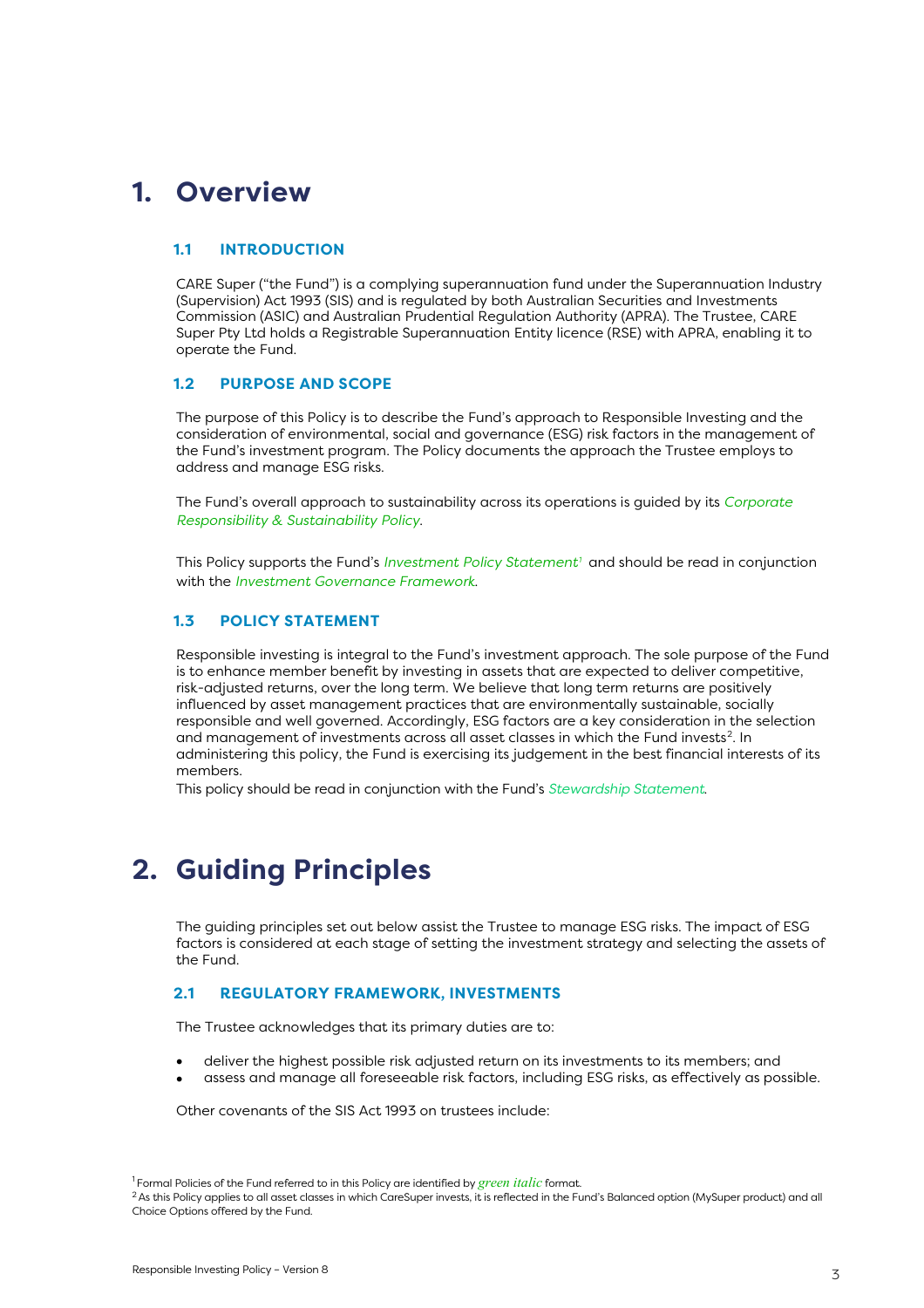# 1. Overview

### 1.1 INTRODUCTION

CARE Super ("the Fund") is a complying superannuation fund under the Superannuation Industry (Supervision) Act 1993 (SIS) and is regulated by both Australian Securities and Investments Commission (ASIC) and Australian Prudential Regulation Authority (APRA). The Trustee, CARE Super Pty Ltd holds a Registrable Superannuation Entity licence (RSE) with APRA, enabling it to operate the Fund.

### 1.2 PURPOSE AND SCOPE

The purpose of this Policy is to describe the Fund's approach to Responsible Investing and the consideration of environmental, social and governance (ESG) risk factors in the management of the Fund's investment program. The Policy documents the approach the Trustee employs to address and manage ESG risks.

The Fund's overall approach to sustainability across its operations is guided by its *Corporate Responsibility & Sustainability Policy*.

This Policy supports the Fund's *Investment Policy Statement*[1] and should be read in conjunction with the *Investment Governance Framework*.

### 1.3 POLICY STATEMENT

Responsible investing is integral to the Fund's investment approach. The sole purpose of the Fund is to enhance member benefit by investing in assets that are expected to deliver competitive, risk-adjusted returns, over the long term. We believe that long term returns are positively influenced by asset management practices that are environmentally sustainable, socially responsible and well governed. Accordingly, ESG factors are a key consideration in the selection and management of investments across all asset classes in which the Fund invests[2]. In administering this policy, the Fund is exercising its judgement in the best financial interests of its members.

This policy should be read in conjunction with the Fund's *Stewardship Statement*.

# 2. Guiding Principles

The guiding principles set out below assist the Trustee to manage ESG risks. The impact of ESG factors is considered at each stage of setting the investment strategy and selecting the assets of the Fund.

### 2.1 REGULATORY FRAMEWORK, INVESTMENTS

The Trustee acknowledges that its primary duties are to:

- deliver the highest possible risk adjusted return on its investments to its members; and
- assess and manage all foreseeable risk factors, including ESG risks, as effectively as possible.

Other covenants of the SIS Act 1993 on trustees include:

[1] Formal Policies of the Fund referred to in this Policy are identified by *green italic* format.

[2] As this Policy applies to all asset classes in which CareSuper invests, it is reflected in the Fund's Balanced option (MySuper product) and all Choice Options offered by the Fund.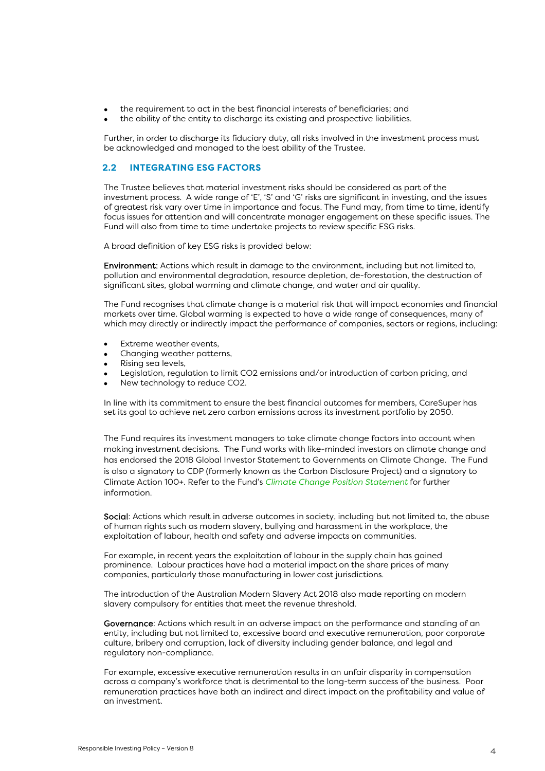- the requirement to act in the best financial interests of beneficiaries; and
- the ability of the entity to discharge its existing and prospective liabilities.

Further, in order to discharge its fiduciary duty, all risks involved in the investment process must be acknowledged and managed to the best ability of the Trustee.

## 2.2 INTEGRATING ESG FACTORS

The Trustee believes that material investment risks should be considered as part of the investment process. A wide range of 'E', 'S' and 'G' risks are significant in investing, and the issues of greatest risk vary over time in importance and focus. The Fund may, from time to time, identify focus issues for attention and will concentrate manager engagement on these specific issues. The Fund will also from time to time undertake projects to review specific ESG risks.

A broad definition of key ESG risks is provided below:

**Environment:** Actions which result in damage to the environment, including but not limited to, pollution and environmental degradation, resource depletion, de-forestation, the destruction of significant sites, global warming and climate change, and water and air quality.

The Fund recognises that climate change is a material risk that will impact economies and financial markets over time. Global warming is expected to have a wide range of consequences, many of which may directly or indirectly impact the performance of companies, sectors or regions, including:

- Extreme weather events,
- Changing weather patterns,
- Rising sea levels,
- Legislation, regulation to limit $CO2$ emissions and/or introduction of carbon pricing, and
- New technology to reduce $CO2$.

In line with its commitment to ensure the best financial outcomes for members, CareSuper has set its goal to achieve net zero carbon emissions across its investment portfolio by 2050.

The Fund requires its investment managers to take climate change factors into account when making investment decisions. The Fund works with like-minded investors on climate change and has endorsed the 2018 Global Investor Statement to Governments on Climate Change. The Fund is also a signatory to CDP (formerly known as the Carbon Disclosure Project) and a signatory to Climate Action 100+. Refer to the Fund's *Climate Change Position Statement* for further information.

**Social**: Actions which result in adverse outcomes in society, including but not limited to, the abuse of human rights such as modern slavery, bullying and harassment in the workplace, the exploitation of labour, health and safety and adverse impacts on communities.

For example, in recent years the exploitation of labour in the supply chain has gained prominence. Labour practices have had a material impact on the share prices of many companies, particularly those manufacturing in lower cost jurisdictions.

The introduction of the Australian Modern Slavery Act 2018 also made reporting on modern slavery compulsory for entities that meet the revenue threshold.

**Governance**: Actions which result in an adverse impact on the performance and standing of an entity, including but not limited to, excessive board and executive remuneration, poor corporate culture, bribery and corruption, lack of diversity including gender balance, and legal and regulatory non-compliance.

For example, excessive executive remuneration results in an unfair disparity in compensation across a company's workforce that is detrimental to the long-term success of the business. Poor remuneration practices have both an indirect and direct impact on the profitability and value of an investment.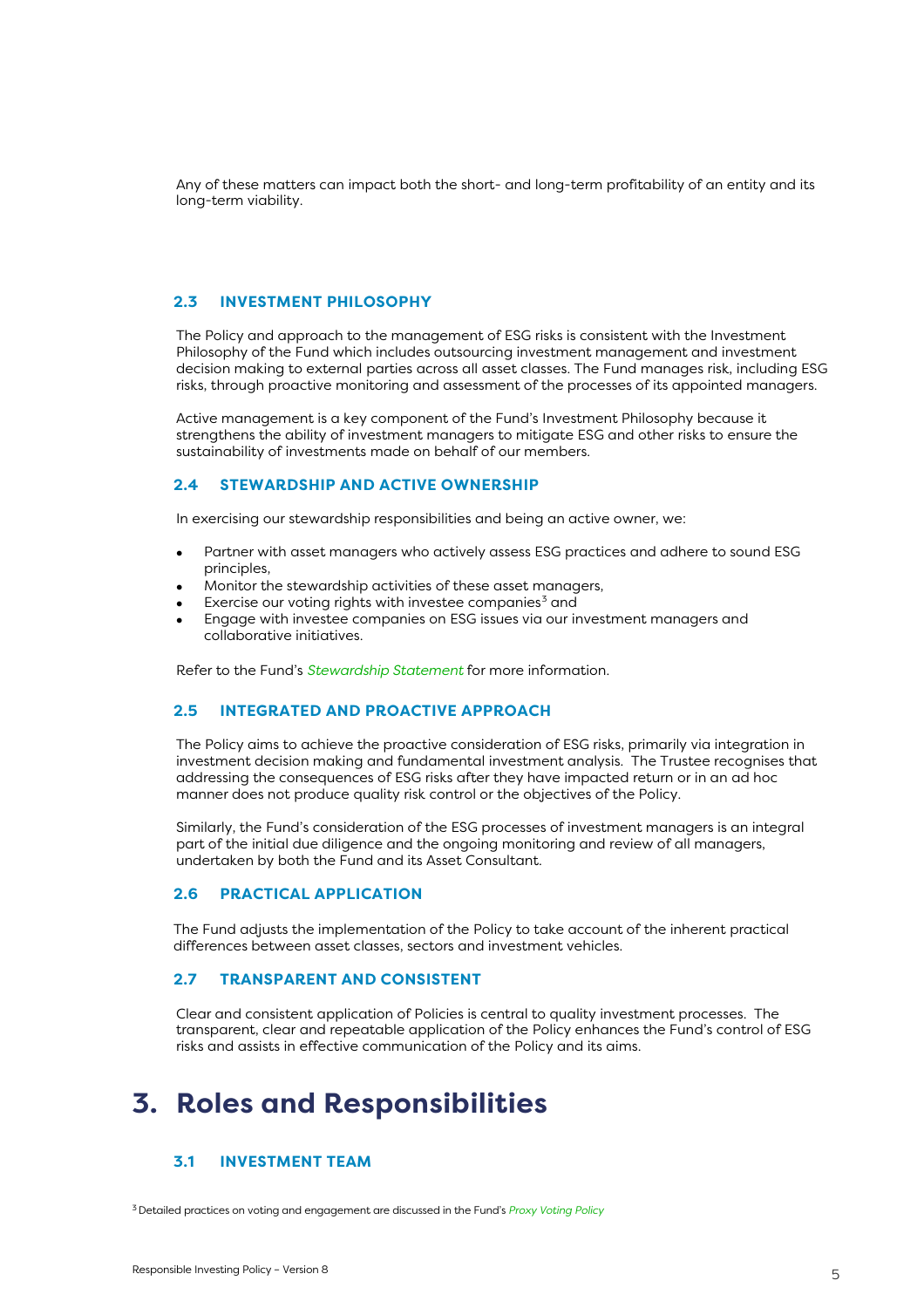Any of these matters can impact both the short- and long-term profitability of an entity and its long-term viability.

### 2.3 INVESTMENT PHILOSOPHY

The Policy and approach to the management of ESG risks is consistent with the Investment Philosophy of the Fund which includes outsourcing investment management and investment decision making to external parties across all asset classes. The Fund manages risk, including ESG risks, through proactive monitoring and assessment of the processes of its appointed managers.

Active management is a key component of the Fund's Investment Philosophy because it strengthens the ability of investment managers to mitigate ESG and other risks to ensure the sustainability of investments made on behalf of our members.

### 2.4 STEWARDSHIP AND ACTIVE OWNERSHIP

In exercising our stewardship responsibilities and being an active owner, we:

- Partner with asset managers who actively assess ESG practices and adhere to sound ESG principles,
- Monitor the stewardship activities of these asset managers,
- Exercise our voting rights with investee companies[3] and
- Engage with investee companies on ESG issues via our investment managers and collaborative initiatives.

Refer to the Fund's *Stewardship Statement* for more information.

### 2.5 INTEGRATED AND PROACTIVE APPROACH

The Policy aims to achieve the proactive consideration of ESG risks, primarily via integration in investment decision making and fundamental investment analysis. The Trustee recognises that addressing the consequences of ESG risks after they have impacted return or in an ad hoc manner does not produce quality risk control or the objectives of the Policy.

Similarly, the Fund's consideration of the ESG processes of investment managers is an integral part of the initial due diligence and the ongoing monitoring and review of all managers, undertaken by both the Fund and its Asset Consultant.

### 2.6 PRACTICAL APPLICATION

The Fund adjusts the implementation of the Policy to take account of the inherent practical differences between asset classes, sectors and investment vehicles.

### 2.7 TRANSPARENT AND CONSISTENT

Clear and consistent application of Policies is central to quality investment processes. The transparent, clear and repeatable application of the Policy enhances the Fund's control of ESG risks and assists in effective communication of the Policy and its aims.

# 3. Roles and Responsibilities

### 3.1 INVESTMENT TEAM

[3] Detailed practices on voting and engagement are discussed in the Fund's *Proxy Voting Policy*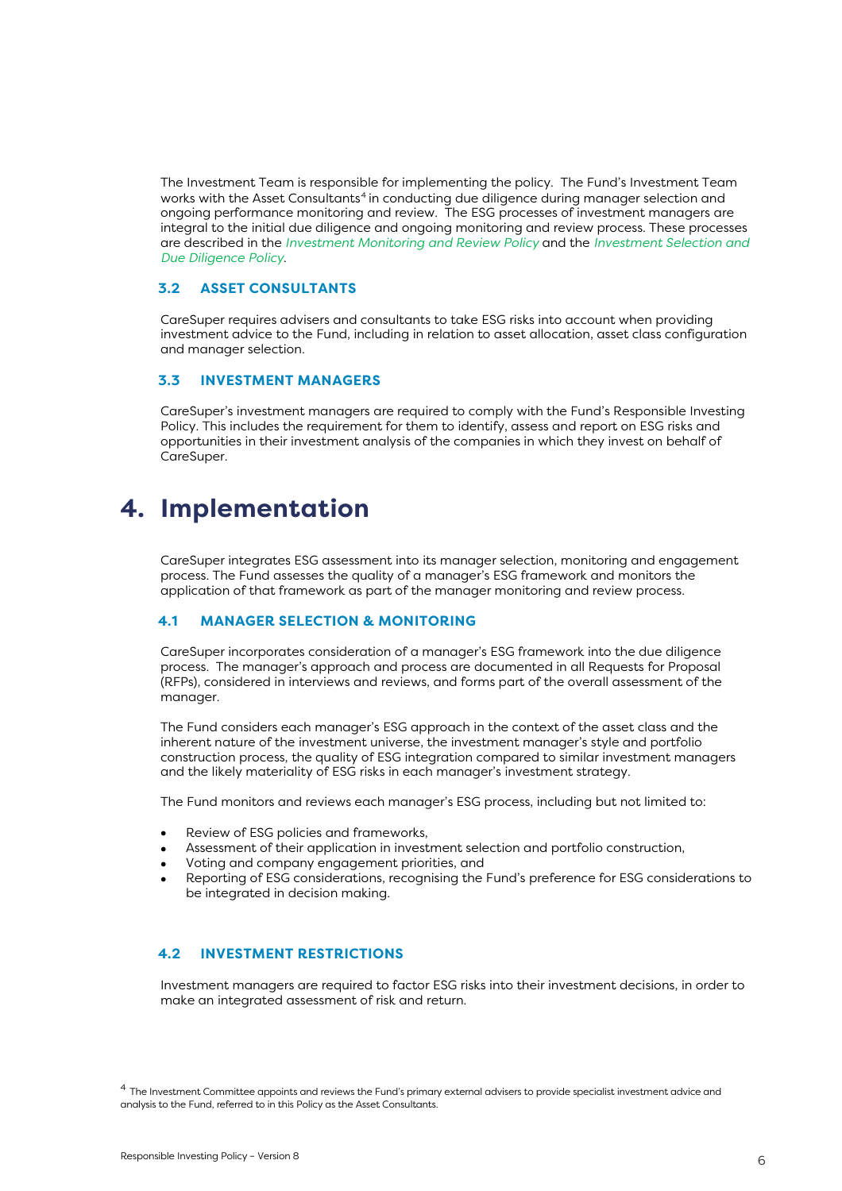The Investment Team is responsible for implementing the policy. The Fund's Investment Team works with the Asset Consultants[4] in conducting due diligence during manager selection and ongoing performance monitoring and review. The ESG processes of investment managers are integral to the initial due diligence and ongoing monitoring and review process. These processes are described in the *Investment Monitoring and Review Policy* and the *Investment Selection and Due Diligence Policy*.

### 3.2 ASSET CONSULTANTS

CareSuper requires advisers and consultants to take ESG risks into account when providing investment advice to the Fund, including in relation to asset allocation, asset class configuration and manager selection.

### 3.3 INVESTMENT MANAGERS

CareSuper's investment managers are required to comply with the Fund's Responsible Investing Policy. This includes the requirement for them to identify, assess and report on ESG risks and opportunities in their investment analysis of the companies in which they invest on behalf of CareSuper.

## 4. Implementation

CareSuper integrates ESG assessment into its manager selection, monitoring and engagement process. The Fund assesses the quality of a manager's ESG framework and monitors the application of that framework as part of the manager monitoring and review process.

### 4.1 MANAGER SELECTION & MONITORING

CareSuper incorporates consideration of a manager's ESG framework into the due diligence process. The manager's approach and process are documented in all Requests for Proposal (RFPs), considered in interviews and reviews, and forms part of the overall assessment of the manager.

The Fund considers each manager's ESG approach in the context of the asset class and the inherent nature of the investment universe, the investment manager's style and portfolio construction process, the quality of ESG integration compared to similar investment managers and the likely materiality of ESG risks in each manager's investment strategy.

The Fund monitors and reviews each manager's ESG process, including but not limited to:

- Review of ESG policies and frameworks,
- Assessment of their application in investment selection and portfolio construction,
- Voting and company engagement priorities, and
- Reporting of ESG considerations, recognising the Fund's preference for ESG considerations to be integrated in decision making.

### 4.2 INVESTMENT RESTRICTIONS

Investment managers are required to factor ESG risks into their investment decisions, in order to make an integrated assessment of risk and return.

[4] The Investment Committee appoints and reviews the Fund's primary external advisers to provide specialist investment advice and analysis to the Fund, referred to in this Policy as the Asset Consultants.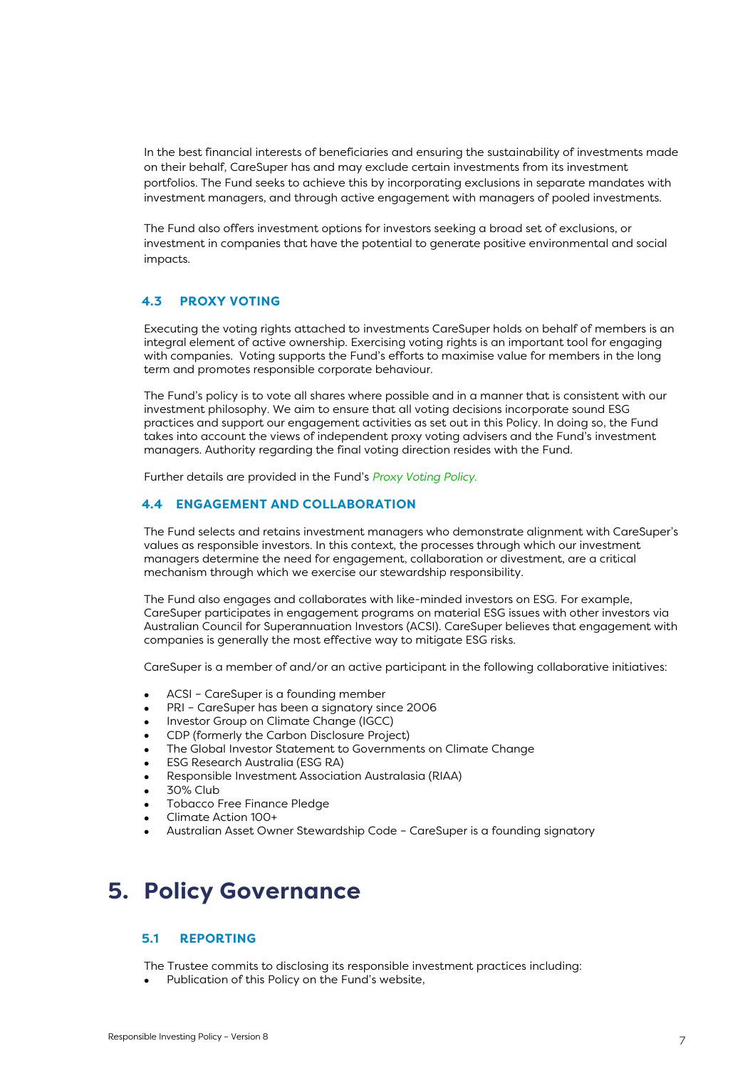In the best financial interests of beneficiaries and ensuring the sustainability of investments made on their behalf, CareSuper has and may exclude certain investments from its investment portfolios. The Fund seeks to achieve this by incorporating exclusions in separate mandates with investment managers, and through active engagement with managers of pooled investments.

The Fund also offers investment options for investors seeking a broad set of exclusions, or investment in companies that have the potential to generate positive environmental and social impacts.

### 4.3 PROXY VOTING

Executing the voting rights attached to investments CareSuper holds on behalf of members is an integral element of active ownership. Exercising voting rights is an important tool for engaging with companies. Voting supports the Fund's efforts to maximise value for members in the long term and promotes responsible corporate behaviour.

The Fund's policy is to vote all shares where possible and in a manner that is consistent with our investment philosophy. We aim to ensure that all voting decisions incorporate sound ESG practices and support our engagement activities as set out in this Policy. In doing so, the Fund takes into account the views of independent proxy voting advisers and the Fund's investment managers. Authority regarding the final voting direction resides with the Fund.

Further details are provided in the Fund's *Proxy Voting Policy.*

### 4.4 ENGAGEMENT AND COLLABORATION

The Fund selects and retains investment managers who demonstrate alignment with CareSuper's values as responsible investors. In this context, the processes through which our investment managers determine the need for engagement, collaboration or divestment, are a critical mechanism through which we exercise our stewardship responsibility.

The Fund also engages and collaborates with like-minded investors on ESG. For example, CareSuper participates in engagement programs on material ESG issues with other investors via Australian Council for Superannuation Investors (ACSI). CareSuper believes that engagement with companies is generally the most effective way to mitigate ESG risks.

CareSuper is a member of and/or an active participant in the following collaborative initiatives:

- ACSI – CareSuper is a founding member
- PRI – CareSuper has been a signatory since 2006
- Investor Group on Climate Change (IGCC)
- CDP (formerly the Carbon Disclosure Project)
- The Global Investor Statement to Governments on Climate Change
- ESG Research Australia (ESG RA)
- Responsible Investment Association Australasia (RIAA)
- 30% Club
- Tobacco Free Finance Pledge
- Climate Action 100+
- Australian Asset Owner Stewardship Code – CareSuper is a founding signatory

# 5. Policy Governance

### 5.1 REPORTING

The Trustee commits to disclosing its responsible investment practices including:

- Publication of this Policy on the Fund's website,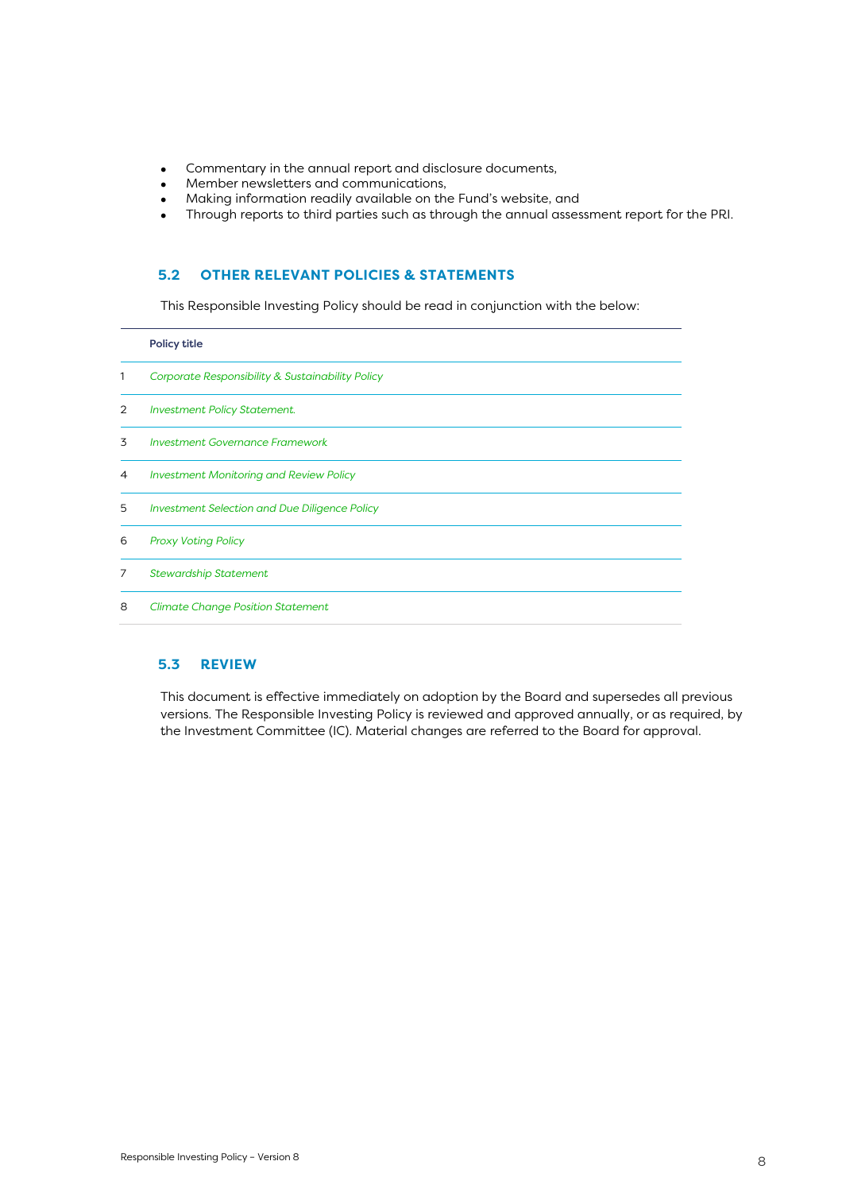- Commentary in the annual report and disclosure documents,
- Member newsletters and communications,
- Making information readily available on the Fund's website, and
- Through reports to third parties such as through the annual assessment report for the PRI.

## 5.2 OTHER RELEVANT POLICIES & STATEMENTS

This Responsible Investing Policy should be read in conjunction with the below:

| | Policy title |
|---|---|
| 1 | *Corporate Responsibility & Sustainability Policy* |
| 2 | *Investment Policy Statement.* |
| 3 | *Investment Governance Framework* |
| 4 | *Investment Monitoring and Review Policy* |
| 5 | *Investment Selection and Due Diligence Policy* |
| 6 | *Proxy Voting Policy* |
| 7 | *Stewardship Statement* |
| 8 | *Climate Change Position Statement* |

## 5.3 REVIEW

This document is effective immediately on adoption by the Board and supersedes all previous versions. The Responsible Investing Policy is reviewed and approved annually, or as required, by the Investment Committee (IC). Material changes are referred to the Board for approval.